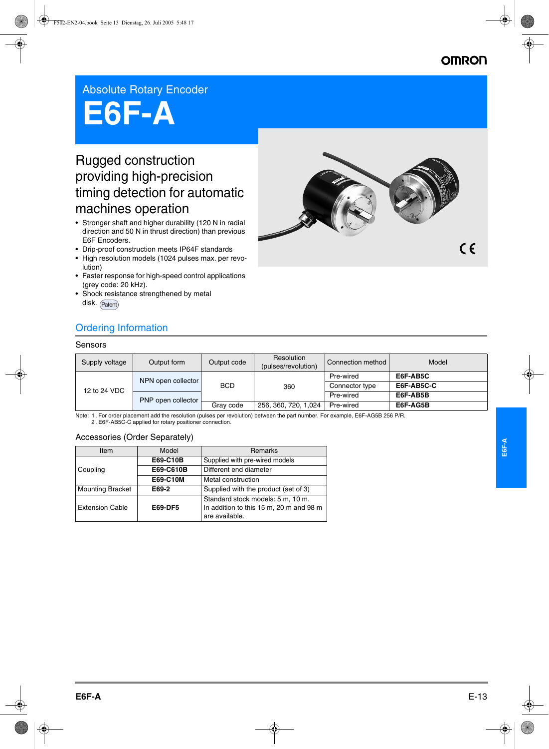Absolute Rotary Encoder

# E6F-A

## Rugged construction providing high-precision timing detection for automatic machines operation

- Stronger shaft and higher durability (120 N in radial direction and 50 N in thrust direction) than previous E6F Encoders.
- Drip-proof construction meets IP64F standards
- High resolution models (1024 pulses max. per revolution)
- Faster response for high-speed control applications (grey code: 20 kHz).
- Shock resistance strengthened by metal disk. Patent

## Ordering Information

### Sensors

| Supply voltage | Output form | Output code | Resolution (pulses/revolution) | Connection method | Model |
|---|---|---|---|---|---|
| 12 to 24 VDC | NPN open collector | BCD | 360 | Pre-wired | **E6F-AB5C** |
| | | | | Connector type | **E6F-AB5C-C** |
| | PNP open collector | | | Pre-wired | **E6F-AB5B** |
| | | Gray code | 256, 360, 720, 1,024 | Pre-wired | **E6F-AG5B** |

Note: 1 . For order placement add the resolution (pulses per revolution) between the part number. For example, E6F-AG5B 256 P/R.
2 . E6F-AB5C-C applied for rotary positioner connection.

### Accessories (Order Separately)

| Item | Model | Remarks |
|---|---|---|
| Coupling | **E69-C10B** | Supplied with pre-wired models |
| | **E69-C610B** | Different end diameter |
| | **E69-C10M** | Metal construction |
| Mounting Bracket | **E69-2** | Supplied with the product (set of 3) |
| Extension Cable | **E69-DF5** | Standard stock models: 5 m, 10 m. In addition to this 15 m, 20 m and 98 m are available. |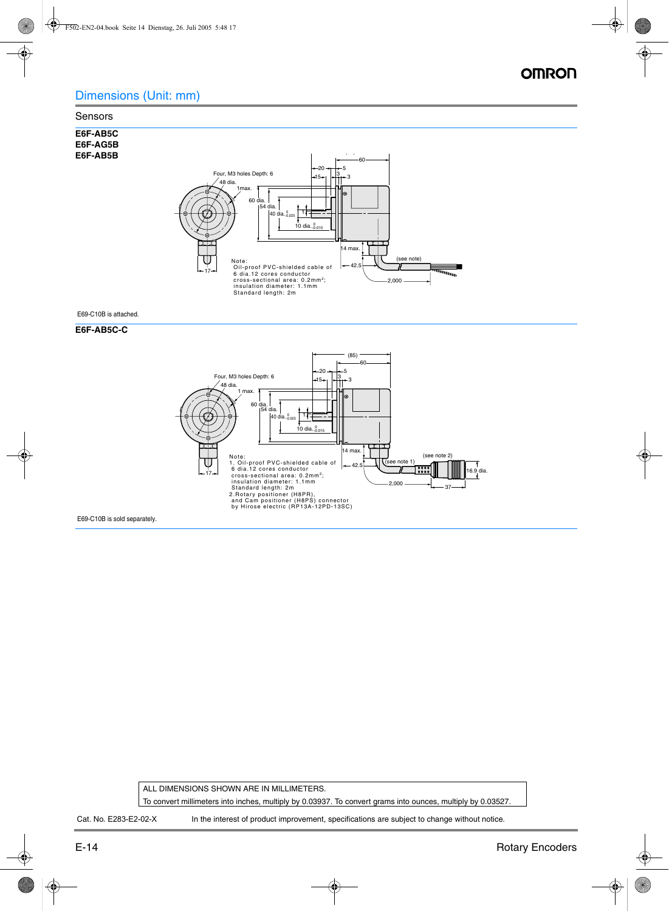# Dimensions (Unit: mm)

## Sensors

### E6F-AB5C
### E6F-AG5B
### E6F-AB5B

Four, M3 holes Depth: 6

48 dia.

1max.

60 dia.

54 dia.

40 dia. $^{0}_{-0.025}$

10 dia. $^{0}_{-0.015}$

60

20

5

15

3

3

1

17

14 max.

42.5

(see note)

2,000

Note:
Oil-proof PVC-shielded cable of 6 dia.12 cores conductor cross-sectional area: 0.2mm$^2$; insulation diameter: 1.1mm
Standard length: 2m

E69-C10B is attached.

### E6F-AB5C-C

Four, M3 holes Depth: 6

48 dia.

1 max.

60 dia.

54 dia.

40 dia. $^{0}_{-0.025}$

10 dia. $^{0}_{-0.015}$

(85)

60

20

5

15

3

3

1

17

14 max.

42.5

(see note 1)

(see note 2)

16.9 dia.

2,000

37

Note:
1. Oil-proof PVC-shielded cable of 6 dia.12 cores conductor cross-sectional area: 0.2mm$^2$; insulation diameter: 1.1mm
Standard length: 2m
2. Rotary positioner (H8PR), and Cam positioner (H8PS) connector by Hirose electric (RP13A-12PD-13SC)

E69-C10B is sold separately.

ALL DIMENSIONS SHOWN ARE IN MILLIMETERS.
To convert millimeters into inches, multiply by 0.03937. To convert grams into ounces, multiply by 0.03527.

Cat. No. E283-E2-02-X In the interest of product improvement, specifications are subject to change without notice.